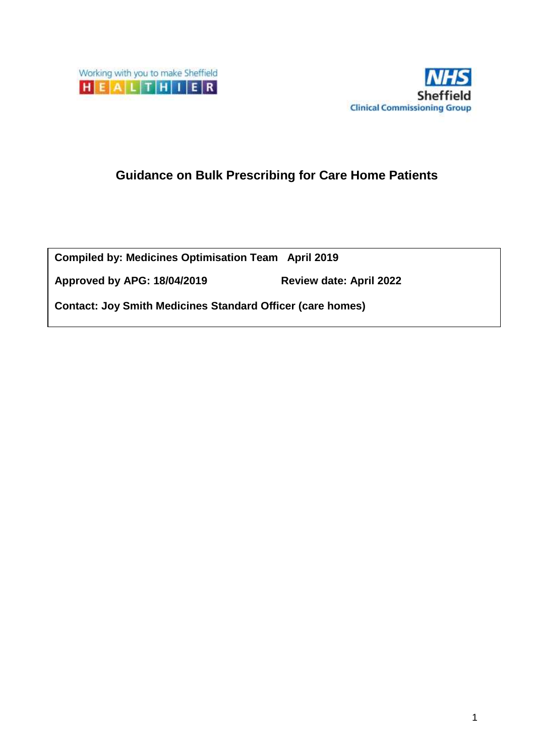Working with you to make Sheffield HEALTHIER

NHS Sheffield Clinical Commissioning Group

# Guidance on Bulk Prescribing for Care Home Patients

**Compiled by: Medicines Optimisation Team April 2019**

**Approved by APG: 18/04/2019** **Review date: April 2022**

**Contact: Joy Smith Medicines Standard Officer (care homes)**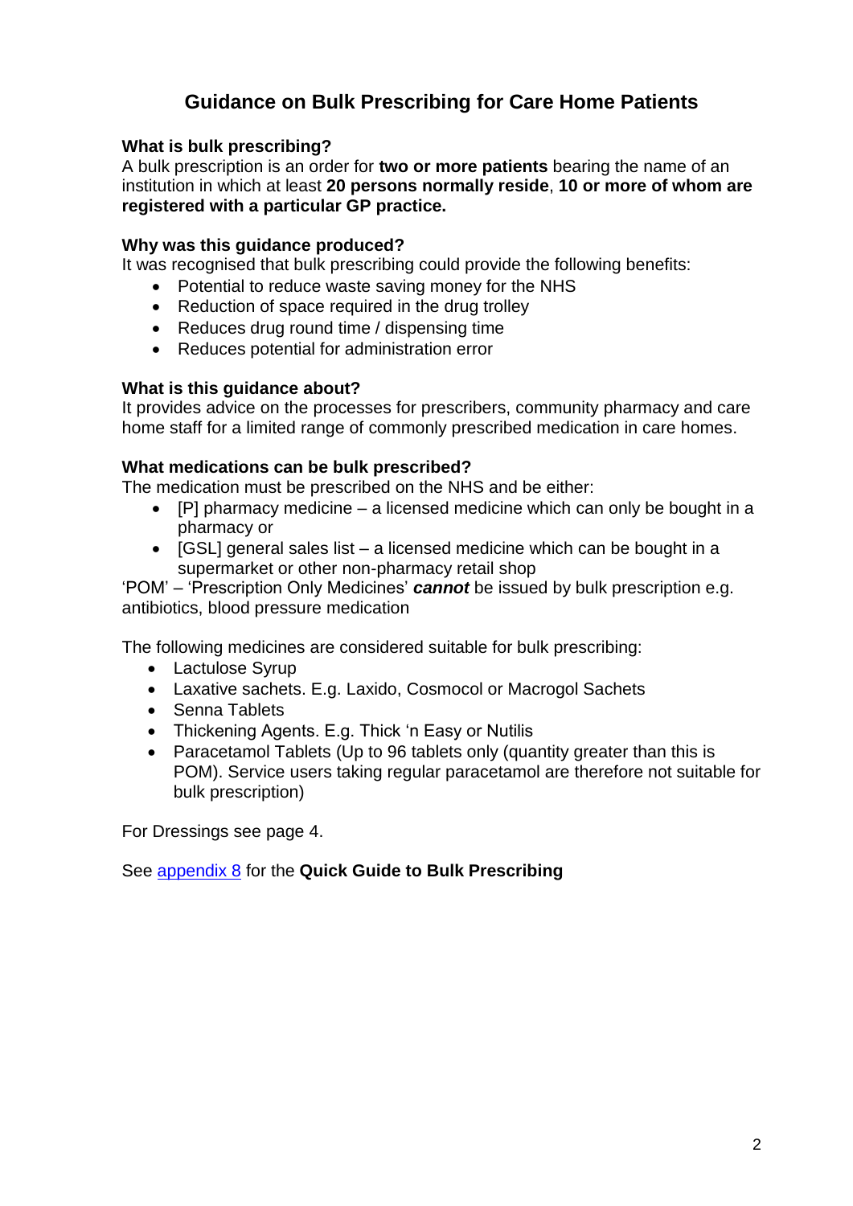# Guidance on Bulk Prescribing for Care Home Patients

### What is bulk prescribing?

A bulk prescription is an order for **two or more patients** bearing the name of an institution in which at least **20 persons normally reside**, **10 or more of whom are registered with a particular GP practice.**

### Why was this guidance produced?

It was recognised that bulk prescribing could provide the following benefits:

- Potential to reduce waste saving money for the NHS
- Reduction of space required in the drug trolley
- Reduces drug round time / dispensing time
- Reduces potential for administration error

### What is this guidance about?

It provides advice on the processes for prescribers, community pharmacy and care home staff for a limited range of commonly prescribed medication in care homes.

### What medications can be bulk prescribed?

The medication must be prescribed on the NHS and be either:

- [P] pharmacy medicine – a licensed medicine which can only be bought in a pharmacy or
- [GSL] general sales list – a licensed medicine which can be bought in a supermarket or other non-pharmacy retail shop

'POM' – 'Prescription Only Medicines' ***cannot*** be issued by bulk prescription e.g. antibiotics, blood pressure medication

The following medicines are considered suitable for bulk prescribing:

- Lactulose Syrup
- Laxative sachets. E.g. Laxido, Cosmocol or Macrogol Sachets
- Senna Tablets
- Thickening Agents. E.g. Thick 'n Easy or Nutilis
- Paracetamol Tablets (Up to 96 tablets only (quantity greater than this is POM). Service users taking regular paracetamol are therefore not suitable for bulk prescription)

For Dressings see page 4.

See appendix 8 for the **Quick Guide to Bulk Prescribing**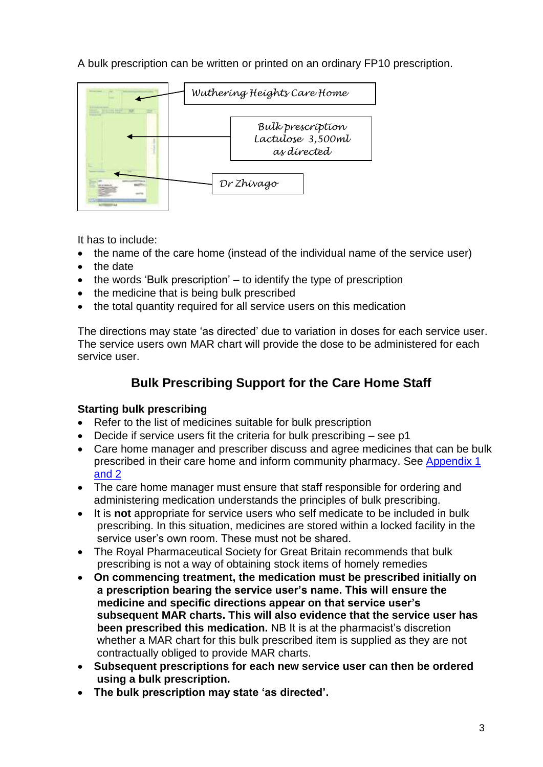A bulk prescription can be written or printed on an ordinary FP10 prescription.

*Wuthering Heights Care Home*

*Bulk prescription*
*Lactulose 3,500ml*
*as directed*

*Dr Zhivago*

It has to include:

- the name of the care home (instead of the individual name of the service user)
- the date
- the words 'Bulk prescription' – to identify the type of prescription
- the medicine that is being bulk prescribed
- the total quantity required for all service users on this medication

The directions may state 'as directed' due to variation in doses for each service user. The service users own MAR chart will provide the dose to be administered for each service user.

## Bulk Prescribing Support for the Care Home Staff

**Starting bulk prescribing**

- Refer to the list of medicines suitable for bulk prescription
- Decide if service users fit the criteria for bulk prescribing – see p1
- Care home manager and prescriber discuss and agree medicines that can be bulk prescribed in their care home and inform community pharmacy. See Appendix 1 and 2
- The care home manager must ensure that staff responsible for ordering and administering medication understands the principles of bulk prescribing.
- It is **not** appropriate for service users who self medicate to be included in bulk prescribing. In this situation, medicines are stored within a locked facility in the service user's own room. These must not be shared.
- The Royal Pharmaceutical Society for Great Britain recommends that bulk prescribing is not a way of obtaining stock items of homely remedies
- **On commencing treatment, the medication must be prescribed initially on a prescription bearing the service user's name. This will ensure the medicine and specific directions appear on that service user's subsequent MAR charts. This will also evidence that the service user has been prescribed this medication.** NB It is at the pharmacist's discretion whether a MAR chart for this bulk prescribed item is supplied as they are not contractually obliged to provide MAR charts.
- **Subsequent prescriptions for each new service user can then be ordered using a bulk prescription.**
- **The bulk prescription may state 'as directed'.**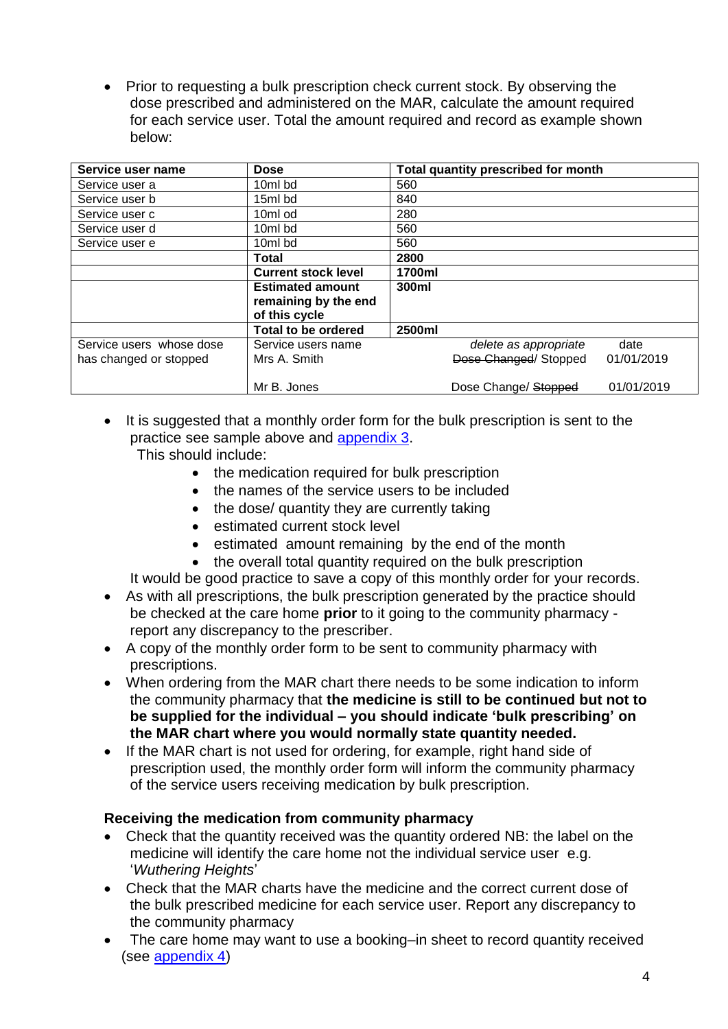- Prior to requesting a bulk prescription check current stock. By observing the dose prescribed and administered on the MAR, calculate the amount required for each service user. Total the amount required and record as example shown below:

| Service user name | Dose | Total quantity prescribed for month |
|---|---|---|
| Service user a | 10ml bd | 560 |
| Service user b | 15ml bd | 840 |
| Service user c | 10ml od | 280 |
| Service user d | 10ml bd | 560 |
| Service user e | 10ml bd | 560 |
| | **Total** | **2800** |
| | **Current stock level** | **1700ml** |
| | **Estimated amount remaining by the end of this cycle** | **300ml** |
| | **Total to be ordered** | **2500ml** |
| Service users whose dose has changed or stopped | Service users name | *delete as appropriate* — date |
| | Mrs A. Smith | ~~Dose Changed~~/ Stopped — 01/01/2019 |
| | Mr B. Jones | Dose Change/ ~~Stopped~~ — 01/01/2019 |

- It is suggested that a monthly order form for the bulk prescription is sent to the practice see sample above and appendix 3.
  This should include:
  - the medication required for bulk prescription
  - the names of the service users to be included
  - the dose/ quantity they are currently taking
  - estimated current stock level
  - estimated amount remaining by the end of the month
  - the overall total quantity required on the bulk prescription

  It would be good practice to save a copy of this monthly order for your records.
- As with all prescriptions, the bulk prescription generated by the practice should be checked at the care home **prior** to it going to the community pharmacy - report any discrepancy to the prescriber.
- A copy of the monthly order form to be sent to community pharmacy with prescriptions.
- When ordering from the MAR chart there needs to be some indication to inform the community pharmacy that **the medicine is still to be continued but not to be supplied for the individual – you should indicate 'bulk prescribing' on the MAR chart where you would normally state quantity needed.**
- If the MAR chart is not used for ordering, for example, right hand side of prescription used, the monthly order form will inform the community pharmacy of the service users receiving medication by bulk prescription.

**Receiving the medication from community pharmacy**

- Check that the quantity received was the quantity ordered NB: the label on the medicine will identify the care home not the individual service user e.g. '*Wuthering Heights*'
- Check that the MAR charts have the medicine and the correct current dose of the bulk prescribed medicine for each service user. Report any discrepancy to the community pharmacy
- The care home may want to use a booking–in sheet to record quantity received (see appendix 4)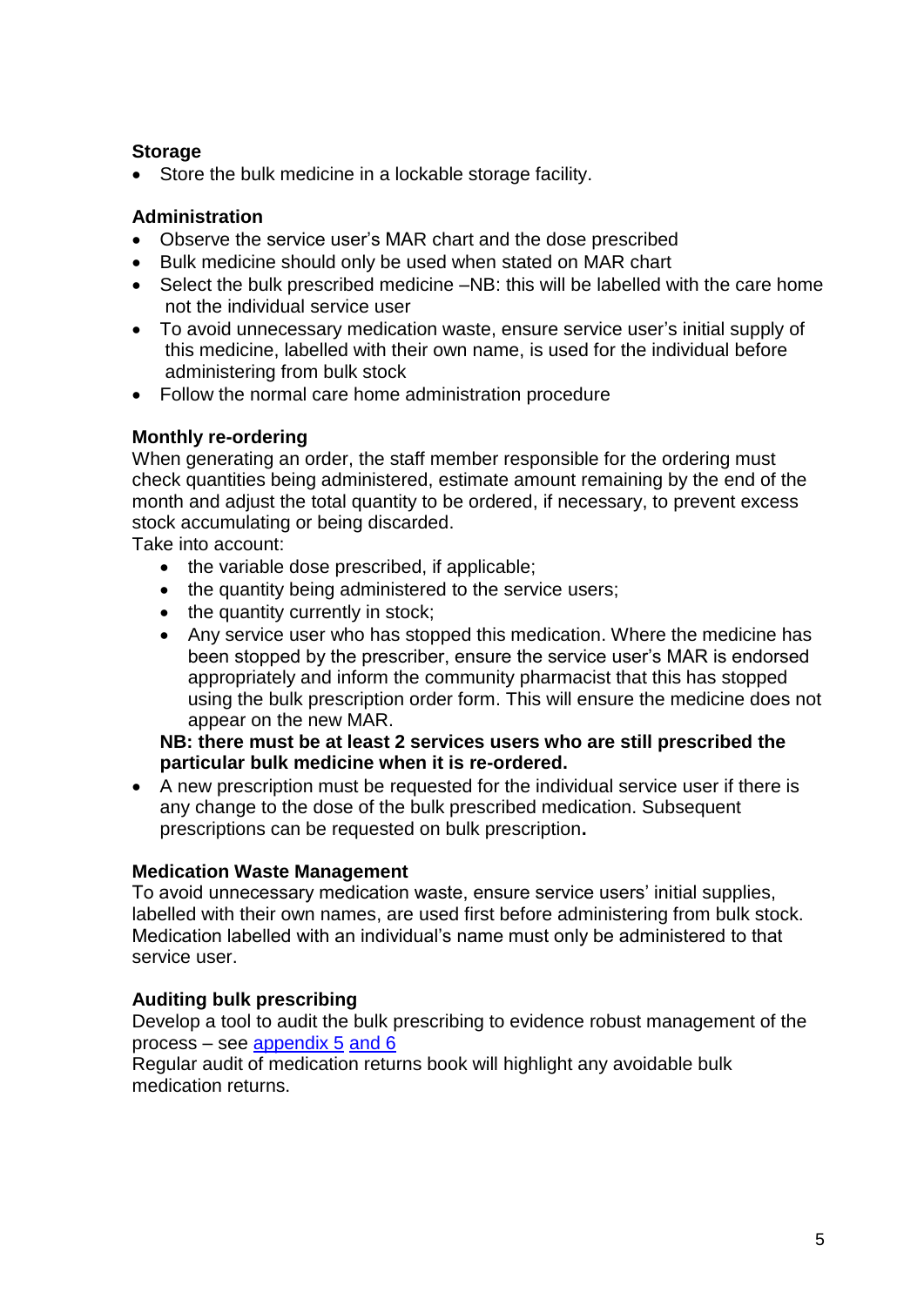**Storage**

- Store the bulk medicine in a lockable storage facility.

**Administration**

- Observe the service user's MAR chart and the dose prescribed
- Bulk medicine should only be used when stated on MAR chart
- Select the bulk prescribed medicine –NB: this will be labelled with the care home not the individual service user
- To avoid unnecessary medication waste, ensure service user's initial supply of this medicine, labelled with their own name, is used for the individual before administering from bulk stock
- Follow the normal care home administration procedure

**Monthly re-ordering**

When generating an order, the staff member responsible for the ordering must check quantities being administered, estimate amount remaining by the end of the month and adjust the total quantity to be ordered, if necessary, to prevent excess stock accumulating or being discarded.

Take into account:

- the variable dose prescribed, if applicable;
- the quantity being administered to the service users;
- the quantity currently in stock;
- Any service user who has stopped this medication. Where the medicine has been stopped by the prescriber, ensure the service user's MAR is endorsed appropriately and inform the community pharmacist that this has stopped using the bulk prescription order form. This will ensure the medicine does not appear on the new MAR.

**NB: there must be at least 2 services users who are still prescribed the particular bulk medicine when it is re-ordered.**

- A new prescription must be requested for the individual service user if there is any change to the dose of the bulk prescribed medication. Subsequent prescriptions can be requested on bulk prescription**.**

**Medication Waste Management**

To avoid unnecessary medication waste, ensure service users' initial supplies, labelled with their own names, are used first before administering from bulk stock. Medication labelled with an individual's name must only be administered to that service user.

**Auditing bulk prescribing**

Develop a tool to audit the bulk prescribing to evidence robust management of the process – see appendix 5 and 6

Regular audit of medication returns book will highlight any avoidable bulk medication returns.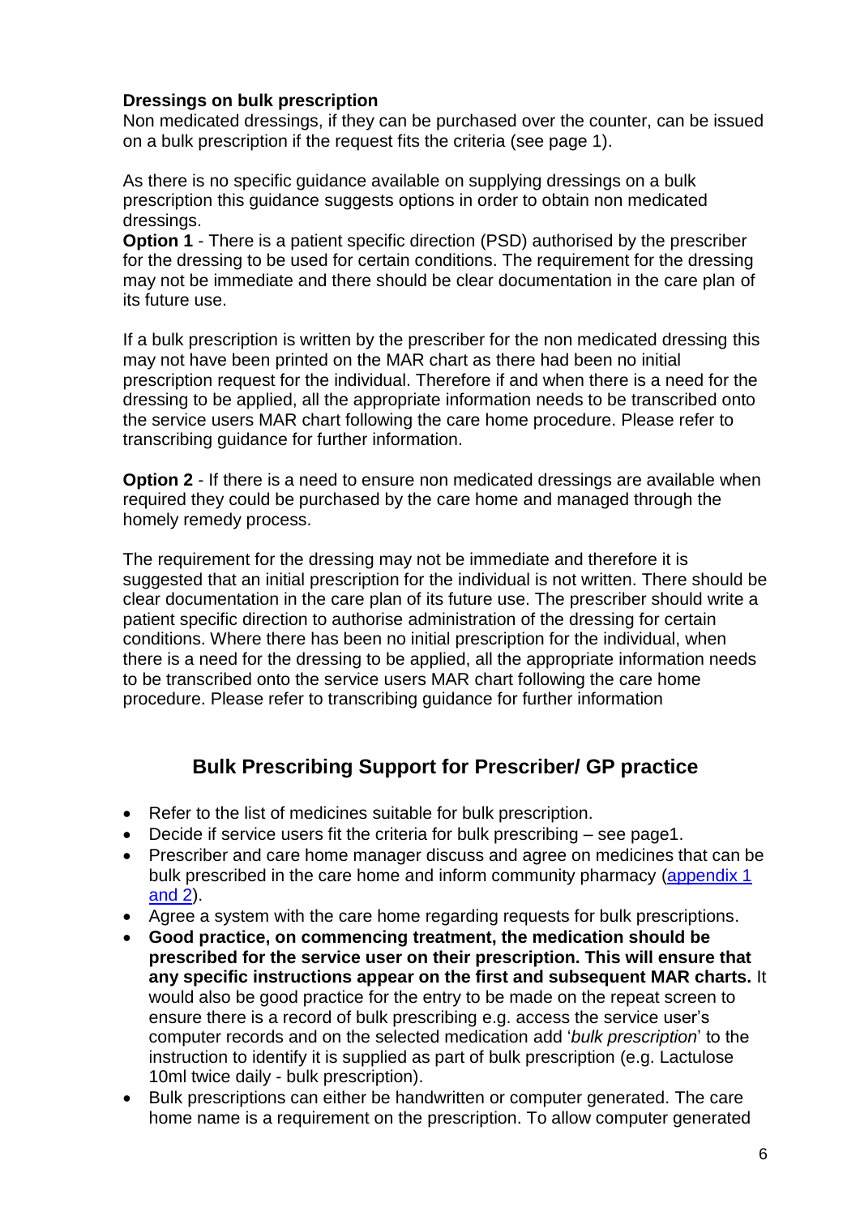**Dressings on bulk prescription**

Non medicated dressings, if they can be purchased over the counter, can be issued on a bulk prescription if the request fits the criteria (see page 1).

As there is no specific guidance available on supplying dressings on a bulk prescription this guidance suggests options in order to obtain non medicated dressings.

**Option 1** - There is a patient specific direction (PSD) authorised by the prescriber for the dressing to be used for certain conditions. The requirement for the dressing may not be immediate and there should be clear documentation in the care plan of its future use.

If a bulk prescription is written by the prescriber for the non medicated dressing this may not have been printed on the MAR chart as there had been no initial prescription request for the individual. Therefore if and when there is a need for the dressing to be applied, all the appropriate information needs to be transcribed onto the service users MAR chart following the care home procedure. Please refer to transcribing guidance for further information.

**Option 2** - If there is a need to ensure non medicated dressings are available when required they could be purchased by the care home and managed through the homely remedy process.

The requirement for the dressing may not be immediate and therefore it is suggested that an initial prescription for the individual is not written. There should be clear documentation in the care plan of its future use. The prescriber should write a patient specific direction to authorise administration of the dressing for certain conditions. Where there has been no initial prescription for the individual, when there is a need for the dressing to be applied, all the appropriate information needs to be transcribed onto the service users MAR chart following the care home procedure. Please refer to transcribing guidance for further information

## Bulk Prescribing Support for Prescriber/ GP practice

- Refer to the list of medicines suitable for bulk prescription.
- Decide if service users fit the criteria for bulk prescribing – see page1.
- Prescriber and care home manager discuss and agree on medicines that can be bulk prescribed in the care home and inform community pharmacy (appendix 1 and 2).
- Agree a system with the care home regarding requests for bulk prescriptions.
- **Good practice, on commencing treatment, the medication should be prescribed for the service user on their prescription. This will ensure that any specific instructions appear on the first and subsequent MAR charts.** It would also be good practice for the entry to be made on the repeat screen to ensure there is a record of bulk prescribing e.g. access the service user's computer records and on the selected medication add '*bulk prescription*' to the instruction to identify it is supplied as part of bulk prescription (e.g. Lactulose 10ml twice daily - bulk prescription).
- Bulk prescriptions can either be handwritten or computer generated. The care home name is a requirement on the prescription. To allow computer generated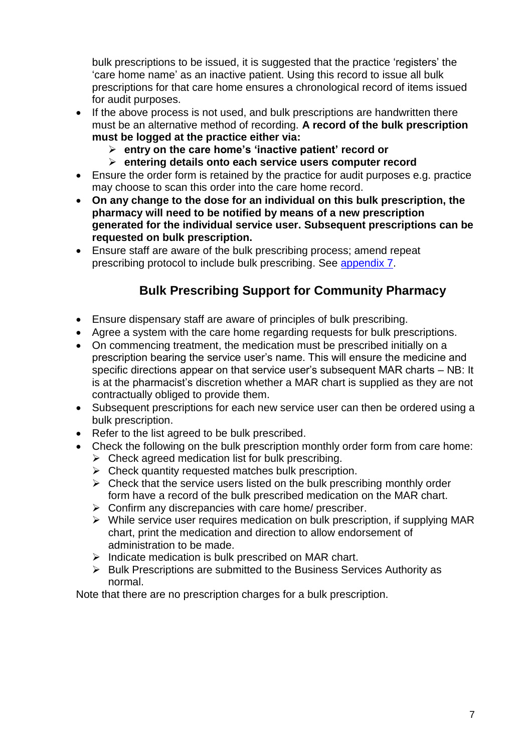bulk prescriptions to be issued, it is suggested that the practice 'registers' the 'care home name' as an inactive patient. Using this record to issue all bulk prescriptions for that care home ensures a chronological record of items issued for audit purposes.

- If the above process is not used, and bulk prescriptions are handwritten there must be an alternative method of recording. **A record of the bulk prescription must be logged at the practice either via:**
  - **entry on the care home's 'inactive patient' record or**
  - **entering details onto each service users computer record**
- Ensure the order form is retained by the practice for audit purposes e.g. practice may choose to scan this order into the care home record.
- **On any change to the dose for an individual on this bulk prescription, the pharmacy will need to be notified by means of a new prescription generated for the individual service user. Subsequent prescriptions can be requested on bulk prescription.**
- Ensure staff are aware of the bulk prescribing process; amend repeat prescribing protocol to include bulk prescribing. See appendix 7.

## Bulk Prescribing Support for Community Pharmacy

- Ensure dispensary staff are aware of principles of bulk prescribing.
- Agree a system with the care home regarding requests for bulk prescriptions.
- On commencing treatment, the medication must be prescribed initially on a prescription bearing the service user's name. This will ensure the medicine and specific directions appear on that service user's subsequent MAR charts – NB: It is at the pharmacist's discretion whether a MAR chart is supplied as they are not contractually obliged to provide them.
- Subsequent prescriptions for each new service user can then be ordered using a bulk prescription.
- Refer to the list agreed to be bulk prescribed.
- Check the following on the bulk prescription monthly order form from care home:
  - Check agreed medication list for bulk prescribing.
  - Check quantity requested matches bulk prescription.
  - Check that the service users listed on the bulk prescribing monthly order form have a record of the bulk prescribed medication on the MAR chart.
  - Confirm any discrepancies with care home/ prescriber.
  - While service user requires medication on bulk prescription, if supplying MAR chart, print the medication and direction to allow endorsement of administration to be made.
  - Indicate medication is bulk prescribed on MAR chart.
  - Bulk Prescriptions are submitted to the Business Services Authority as normal.

Note that there are no prescription charges for a bulk prescription.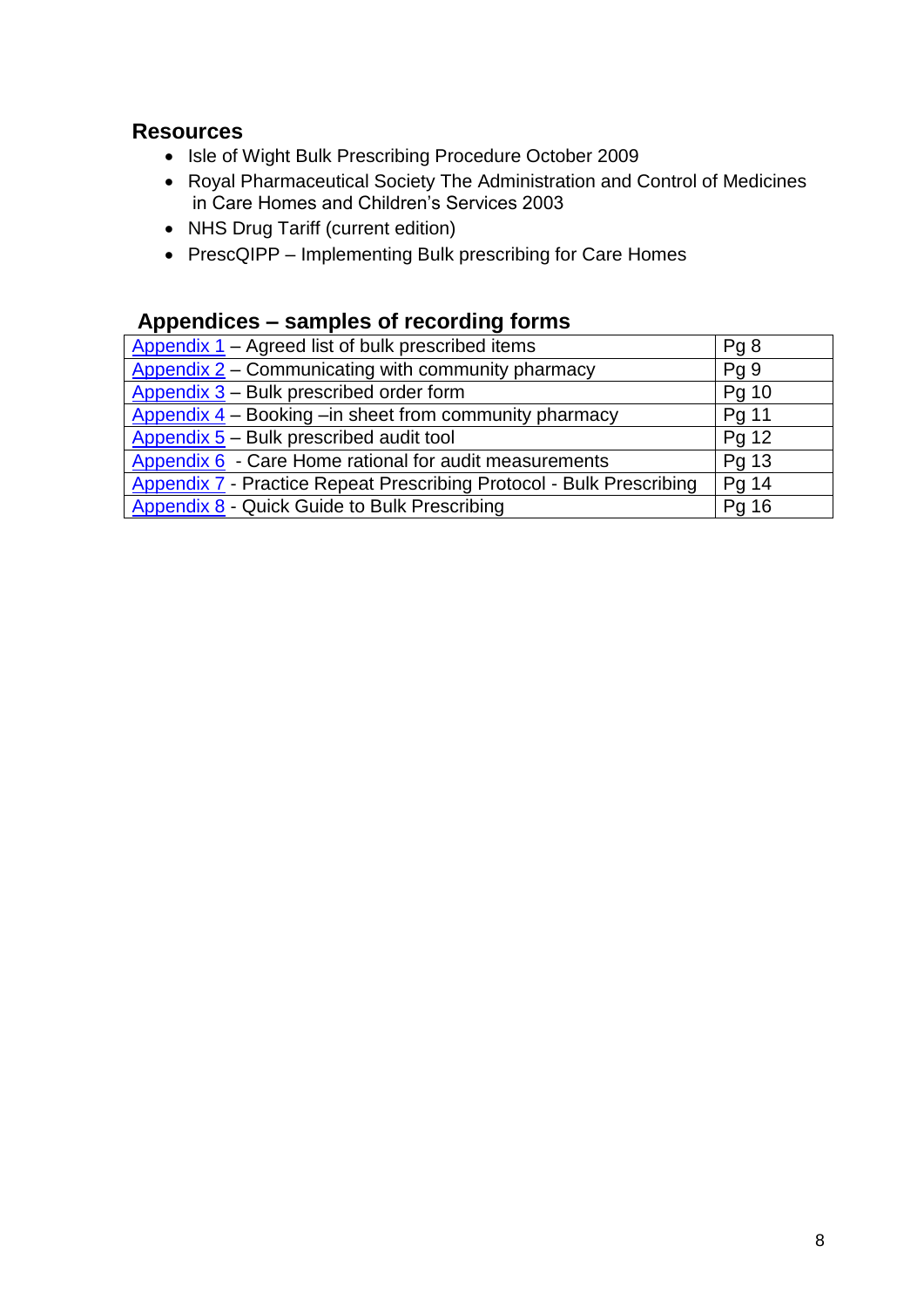## Resources

- Isle of Wight Bulk Prescribing Procedure October 2009
- Royal Pharmaceutical Society The Administration and Control of Medicines in Care Homes and Children's Services 2003
- NHS Drug Tariff (current edition)
- PrescQIPP – Implementing Bulk prescribing for Care Homes

## Appendices – samples of recording forms

| | |
|---|---|
| Appendix 1 – Agreed list of bulk prescribed items | Pg 8 |
| Appendix 2 – Communicating with community pharmacy | Pg 9 |
| Appendix 3 – Bulk prescribed order form | Pg 10 |
| Appendix 4 – Booking –in sheet from community pharmacy | Pg 11 |
| Appendix 5 – Bulk prescribed audit tool | Pg 12 |
| Appendix 6 - Care Home rational for audit measurements | Pg 13 |
| Appendix 7 - Practice Repeat Prescribing Protocol - Bulk Prescribing | Pg 14 |
| Appendix 8 - Quick Guide to Bulk Prescribing | Pg 16 |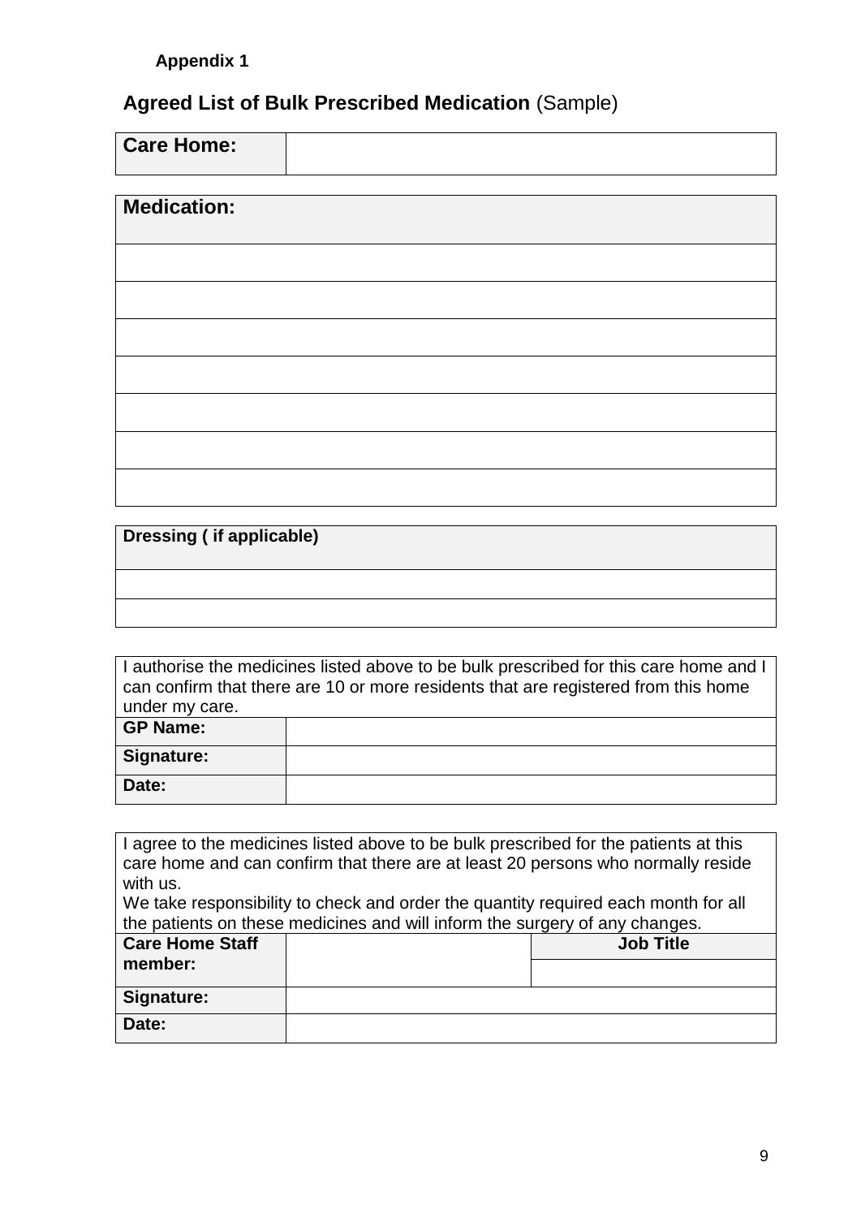**Appendix 1**

## **Agreed List of Bulk Prescribed Medication** (Sample)

| **Care Home:** | |
|---|---|

| **Medication:** |
|---|
| |
| |
| |
| |
| |
| |
| |

| **Dressing ( if applicable)** |
|---|
| |
| |

| I authorise the medicines listed above to be bulk prescribed for this care home and I can confirm that there are 10 or more residents that are registered from this home under my care. | |
|---|---|
| **GP Name:** | |
| **Signature:** | |
| **Date:** | |

| I agree to the medicines listed above to be bulk prescribed for the patients at this care home and can confirm that there are at least 20 persons who normally reside with us. We take responsibility to check and order the quantity required each month for all the patients on these medicines and will inform the surgery of any changes. | | |
|---|---|---|
| **Care Home Staff member:** | | **Job Title** |
| | | |
| **Signature:** | | |
| **Date:** | | |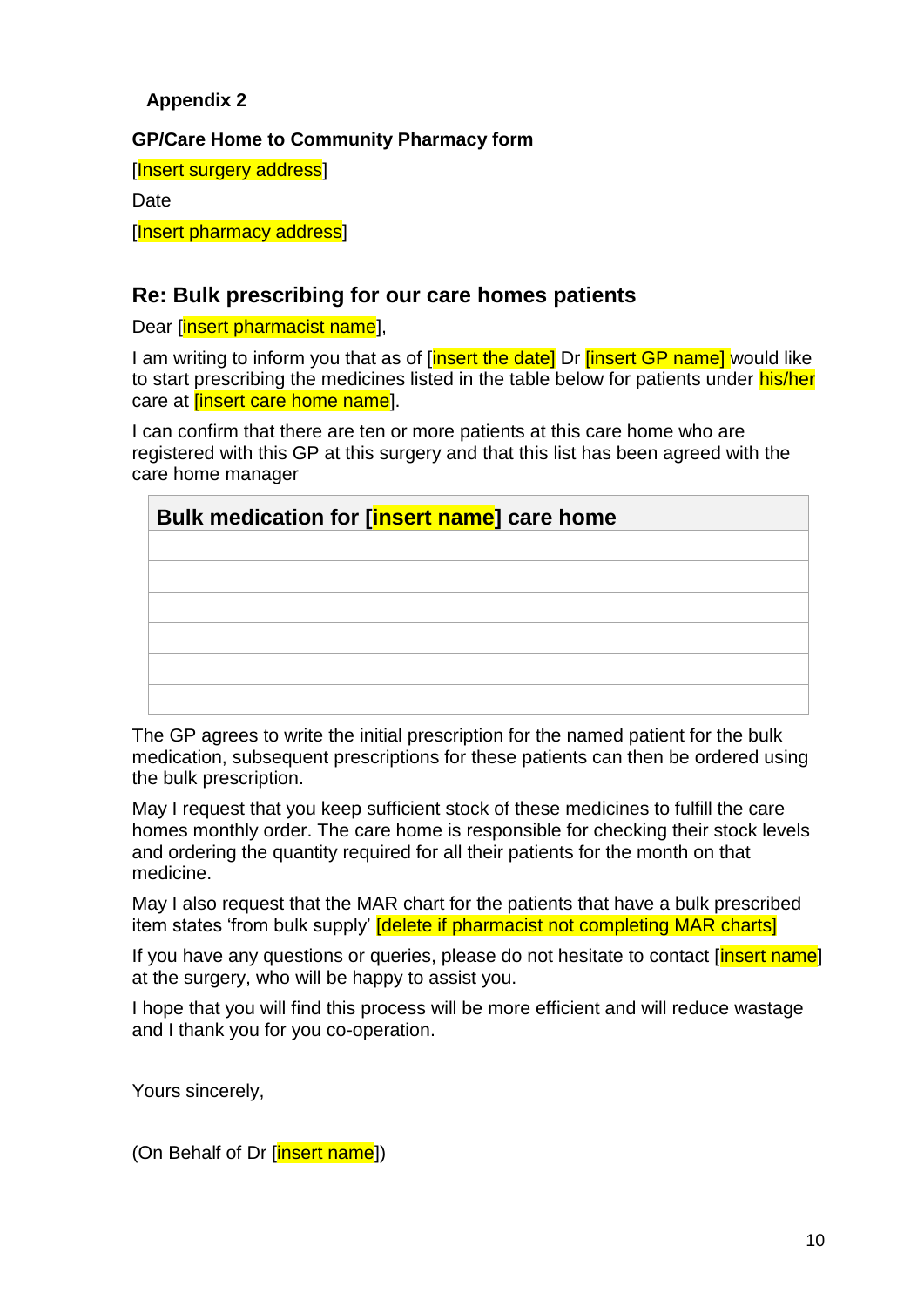**Appendix 2**

**GP/Care Home to Community Pharmacy form**

[Insert surgery address]

Date

[Insert pharmacy address]

## Re: Bulk prescribing for our care homes patients

Dear [insert pharmacist name],

I am writing to inform you that as of [insert the date] Dr [insert GP name] would like to start prescribing the medicines listed in the table below for patients under his/her care at [insert care home name].

I can confirm that there are ten or more patients at this care home who are registered with this GP at this surgery and that this list has been agreed with the care home manager

| **Bulk medication for [insert name] care home** |
|---|
| |
| |
| |
| |
| |
| |

The GP agrees to write the initial prescription for the named patient for the bulk medication, subsequent prescriptions for these patients can then be ordered using the bulk prescription.

May I request that you keep sufficient stock of these medicines to fulfill the care homes monthly order. The care home is responsible for checking their stock levels and ordering the quantity required for all their patients for the month on that medicine.

May I also request that the MAR chart for the patients that have a bulk prescribed item states 'from bulk supply' [delete if pharmacist not completing MAR charts]

If you have any questions or queries, please do not hesitate to contact [insert name] at the surgery, who will be happy to assist you.

I hope that you will find this process will be more efficient and will reduce wastage and I thank you for you co-operation.

Yours sincerely,

(On Behalf of Dr [insert name])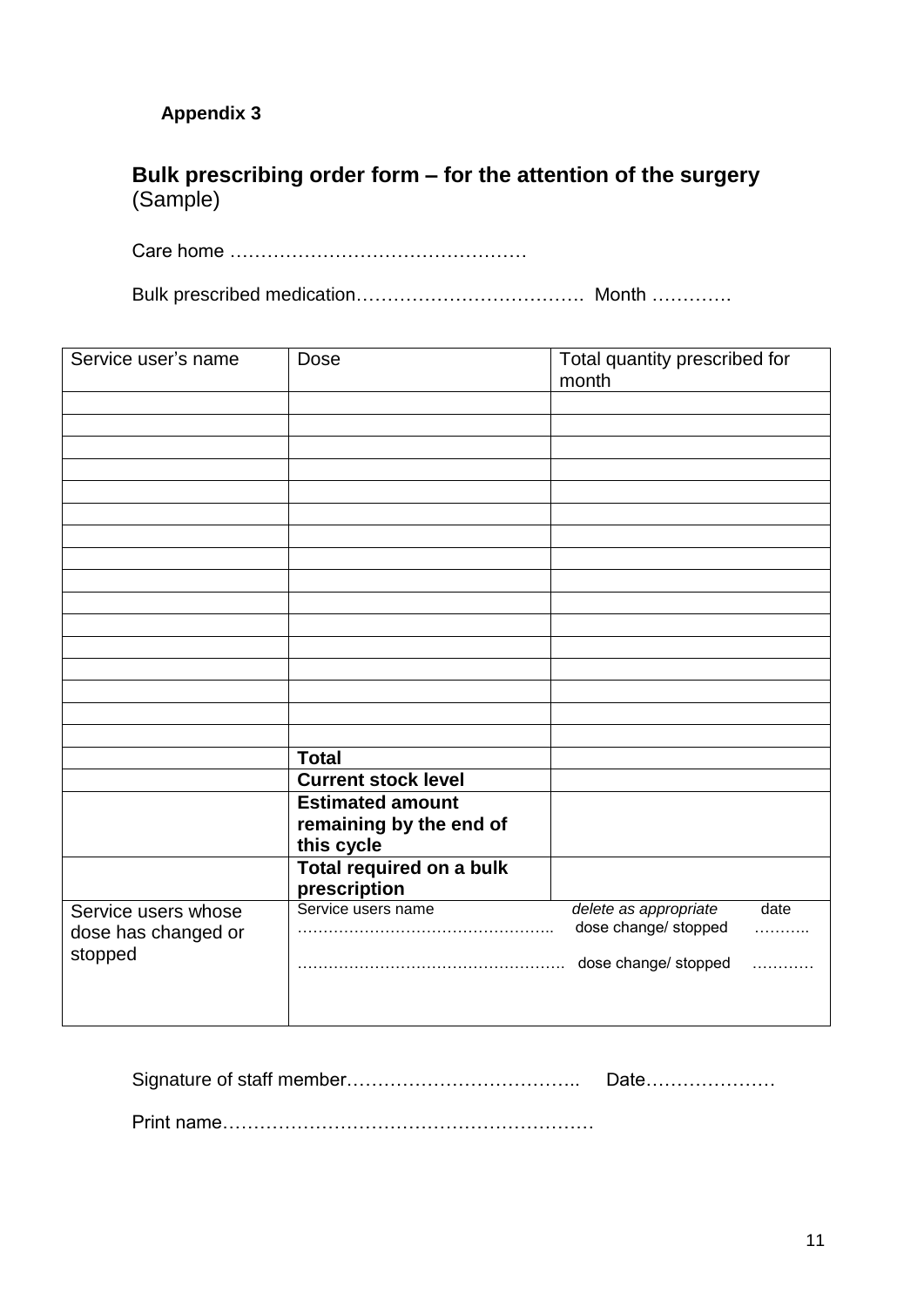**Appendix 3**

## Bulk prescribing order form – for the attention of the surgery (Sample)

Care home …………………………………………

Bulk prescribed medication………………………………. Month …………

| Service user's name | Dose | Total quantity prescribed for month |
|---|---|---|
| | | |
| | | |
| | | |
| | | |
| | | |
| | | |
| | | |
| | | |
| | | |
| | | |
| | | |
| | | |
| | | |
| | | |
| | | |
| | | |
| | **Total** | |
| | **Current stock level** | |
| | **Estimated amount remaining by the end of this cycle** | |
| | **Total required on a bulk prescription** | |
| Service users whose dose has changed or stopped | Service users name *delete as appropriate* date<br>………………………………………….. dose change/ stopped ………..<br>……………………………………………. dose change/ stopped ……….. | |

Signature of staff member……………………………….. Date…………………

Print name……………………………………………………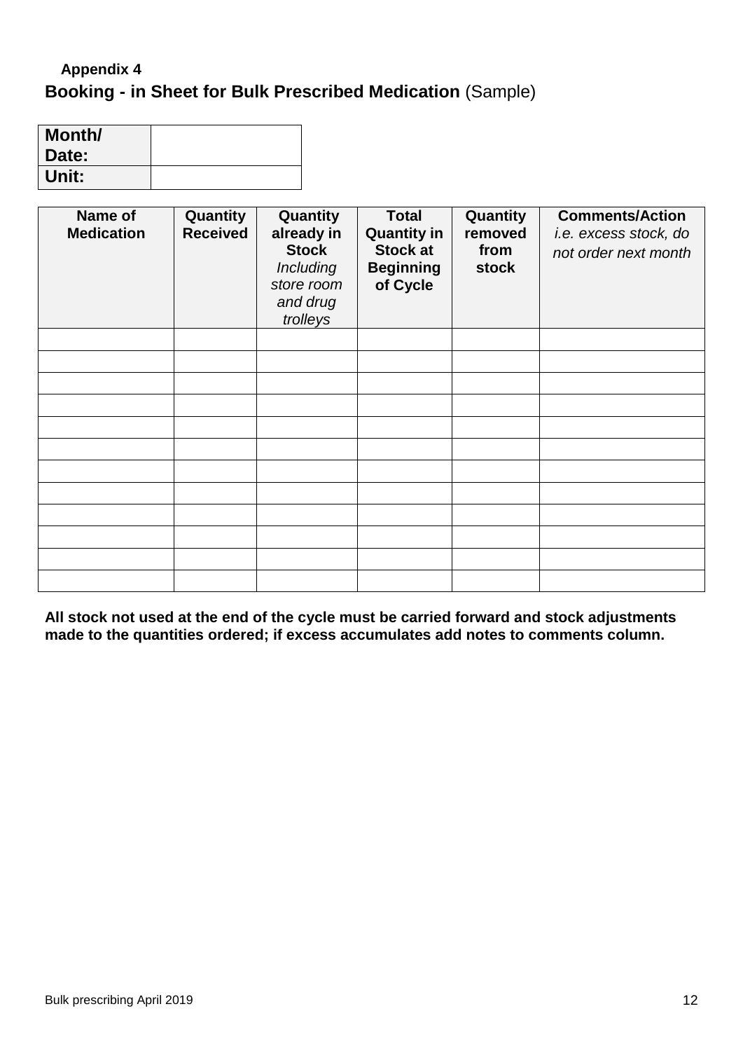**Appendix 4**

## **Booking - in Sheet for Bulk Prescribed Medication** (Sample)

| **Month/ Date:** | |
|---|---|
| **Unit:** | |

| **Name of Medication** | **Quantity Received** | **Quantity already in Stock** *Including store room and drug trolleys* | **Total Quantity in Stock at Beginning of Cycle** | **Quantity removed from stock** | **Comments/Action** *i.e. excess stock, do not order next month* |
|---|---|---|---|---|---|
| | | | | | |
| | | | | | |
| | | | | | |
| | | | | | |
| | | | | | |
| | | | | | |
| | | | | | |
| | | | | | |
| | | | | | |
| | | | | | |
| | | | | | |
| | | | | | |

**All stock not used at the end of the cycle must be carried forward and stock adjustments made to the quantities ordered; if excess accumulates add notes to comments column.**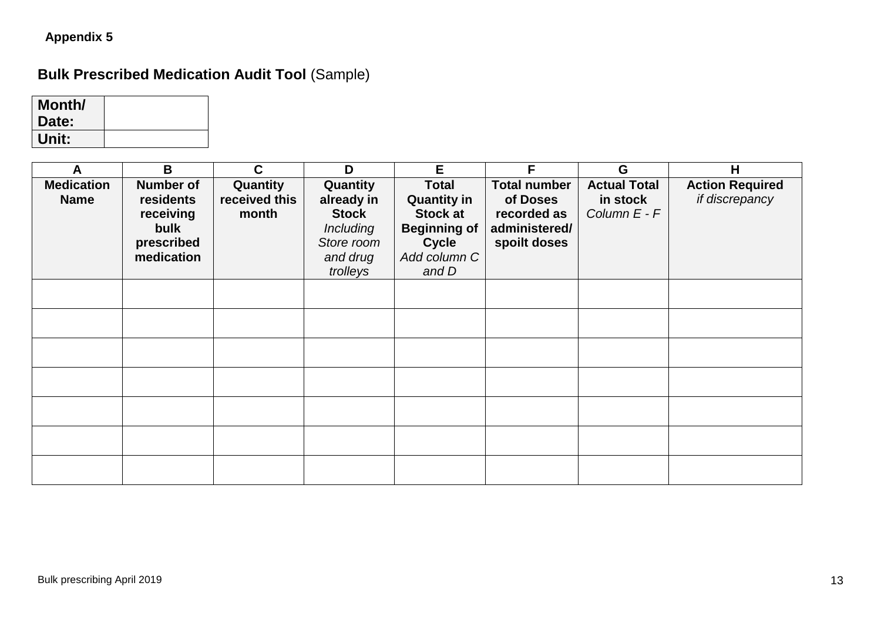**Appendix 5**

## **Bulk Prescribed Medication Audit Tool** (Sample)

| **Month/ Date:** | |
|---|---|
| **Unit:** | |

| A | B | C | D | E | F | G | H |
|---|---|---|---|---|---|---|---|
| **Medication Name** | **Number of residents receiving bulk prescribed medication** | **Quantity received this month** | **Quantity already in Stock** *Including Store room and drug trolleys* | **Total Quantity in Stock at Beginning of Cycle** *Add column C and D* | **Total number of Doses recorded as administered/ spoilt doses** | **Actual Total in stock** *Column E - F* | **Action Required** *if discrepancy* |
| | | | | | | | |
| | | | | | | | |
| | | | | | | | |
| | | | | | | | |
| | | | | | | | |
| | | | | | | | |
| | | | | | | | |

Bulk prescribing April 2019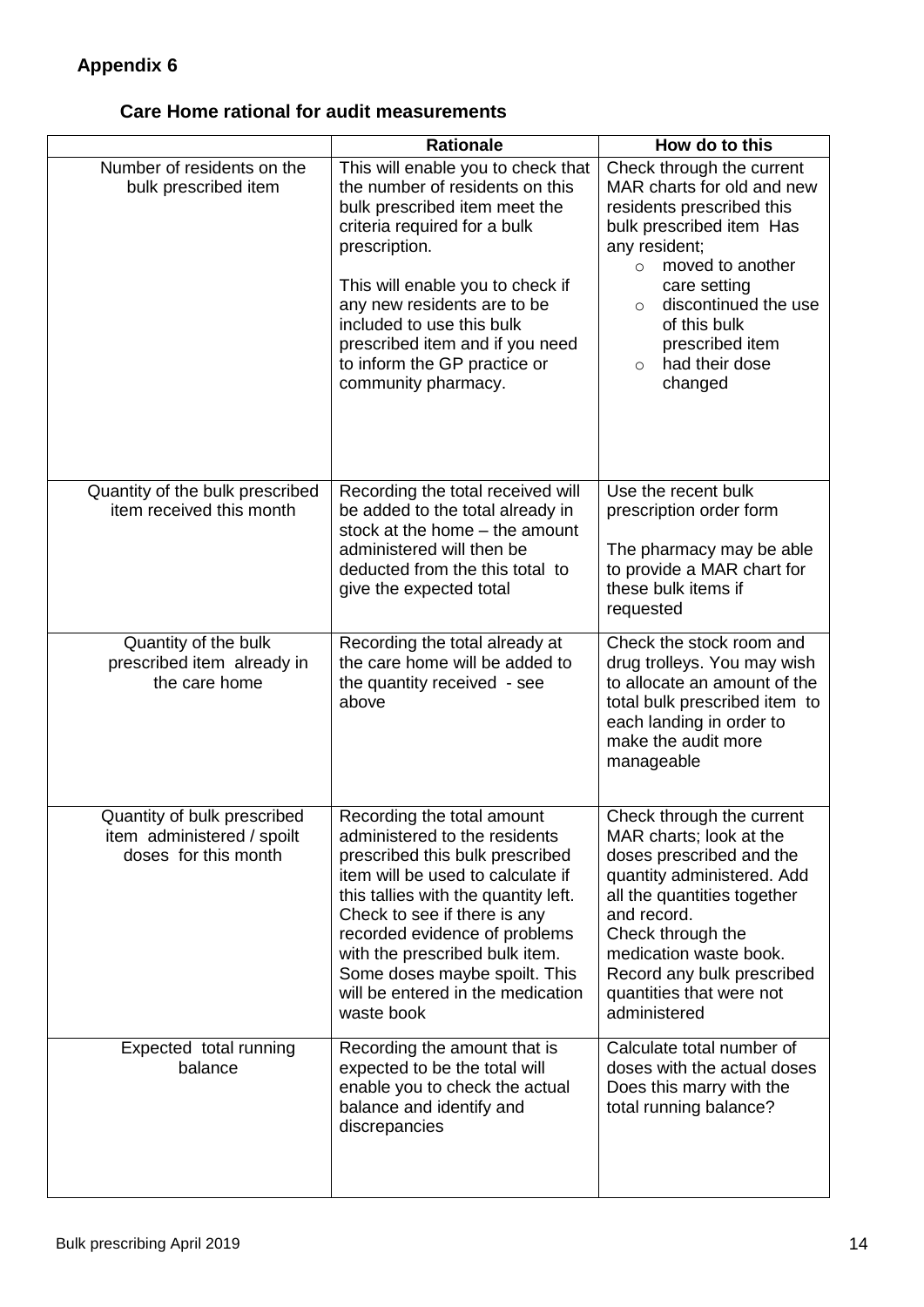## Appendix 6

### Care Home rational for audit measurements

| | Rationale | How do to this |
|---|---|---|
| Number of residents on the bulk prescribed item | This will enable you to check that the number of residents on this bulk prescribed item meet the criteria required for a bulk prescription.<br><br>This will enable you to check if any new residents are to be included to use this bulk prescribed item and if you need to inform the GP practice or community pharmacy. | Check through the current MAR charts for old and new residents prescribed this bulk prescribed item Has any resident;<br>○ moved to another care setting<br>○ discontinued the use of this bulk prescribed item<br>○ had their dose changed |
| Quantity of the bulk prescribed item received this month | Recording the total received will be added to the total already in stock at the home – the amount administered will then be deducted from the this total to give the expected total | Use the recent bulk prescription order form<br><br>The pharmacy may be able to provide a MAR chart for these bulk items if requested |
| Quantity of the bulk prescribed item already in the care home | Recording the total already at the care home will be added to the quantity received - see above | Check the stock room and drug trolleys. You may wish to allocate an amount of the total bulk prescribed item to each landing in order to make the audit more manageable |
| Quantity of bulk prescribed item administered / spoilt doses for this month | Recording the total amount administered to the residents prescribed this bulk prescribed item will be used to calculate if this tallies with the quantity left. Check to see if there is any recorded evidence of problems with the prescribed bulk item. Some doses maybe spoilt. This will be entered in the medication waste book | Check through the current MAR charts; look at the doses prescribed and the quantity administered. Add all the quantities together and record.<br>Check through the medication waste book. Record any bulk prescribed quantities that were not administered |
| Expected total running balance | Recording the amount that is expected to be the total will enable you to check the actual balance and identify and discrepancies | Calculate total number of doses with the actual doses Does this marry with the total running balance? |

Bulk prescribing April 2019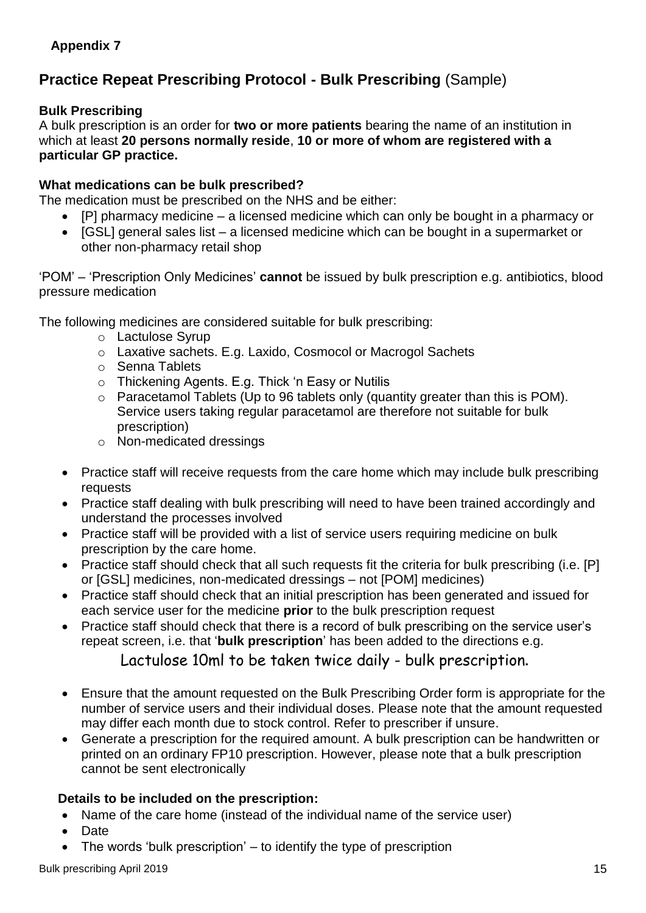**Appendix 7**

## Practice Repeat Prescribing Protocol - Bulk Prescribing (Sample)

**Bulk Prescribing**

A bulk prescription is an order for **two or more patients** bearing the name of an institution in which at least **20 persons normally reside**, **10 or more of whom are registered with a particular GP practice.**

**What medications can be bulk prescribed?**

The medication must be prescribed on the NHS and be either:

- [P] pharmacy medicine – a licensed medicine which can only be bought in a pharmacy or
- [GSL] general sales list – a licensed medicine which can be bought in a supermarket or other non-pharmacy retail shop

'POM' – 'Prescription Only Medicines' **cannot** be issued by bulk prescription e.g. antibiotics, blood pressure medication

The following medicines are considered suitable for bulk prescribing:

- Lactulose Syrup
- Laxative sachets. E.g. Laxido, Cosmocol or Macrogol Sachets
- Senna Tablets
- Thickening Agents. E.g. Thick 'n Easy or Nutilis
- Paracetamol Tablets (Up to 96 tablets only (quantity greater than this is POM). Service users taking regular paracetamol are therefore not suitable for bulk prescription)
- Non-medicated dressings

- Practice staff will receive requests from the care home which may include bulk prescribing requests
- Practice staff dealing with bulk prescribing will need to have been trained accordingly and understand the processes involved
- Practice staff will be provided with a list of service users requiring medicine on bulk prescription by the care home.
- Practice staff should check that all such requests fit the criteria for bulk prescribing (i.e. [P] or [GSL] medicines, non-medicated dressings – not [POM] medicines)
- Practice staff should check that an initial prescription has been generated and issued for each service user for the medicine **prior** to the bulk prescription request
- Practice staff should check that there is a record of bulk prescribing on the service user's repeat screen, i.e. that '**bulk prescription**' has been added to the directions e.g.

  Lactulose 10ml to be taken twice daily - bulk prescription.

- Ensure that the amount requested on the Bulk Prescribing Order form is appropriate for the number of service users and their individual doses. Please note that the amount requested may differ each month due to stock control. Refer to prescriber if unsure.
- Generate a prescription for the required amount. A bulk prescription can be handwritten or printed on an ordinary FP10 prescription. However, please note that a bulk prescription cannot be sent electronically

**Details to be included on the prescription:**

- Name of the care home (instead of the individual name of the service user)
- Date
- The words 'bulk prescription' – to identify the type of prescription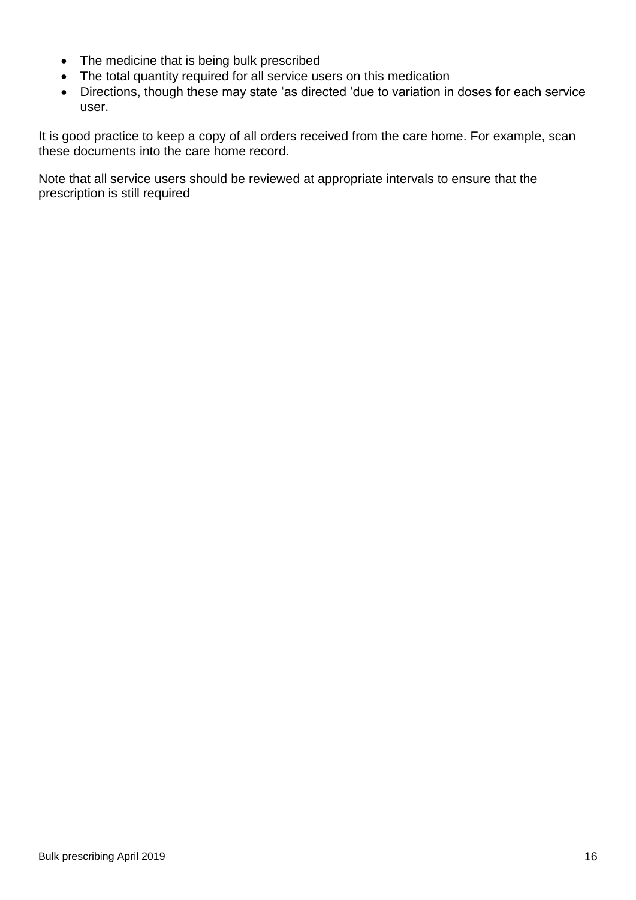- The medicine that is being bulk prescribed
- The total quantity required for all service users on this medication
- Directions, though these may state 'as directed 'due to variation in doses for each service user.

It is good practice to keep a copy of all orders received from the care home. For example, scan these documents into the care home record.

Note that all service users should be reviewed at appropriate intervals to ensure that the prescription is still required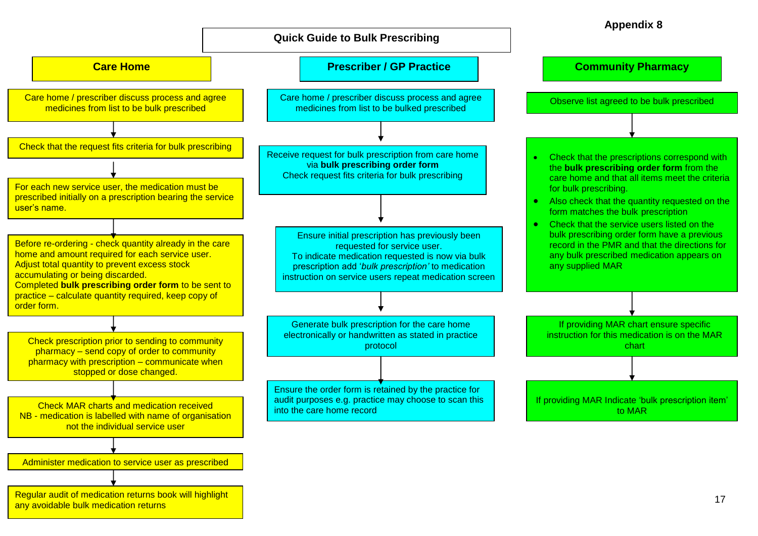Appendix 8

# Quick Guide to Bulk Prescribing

## Care Home

1. Care home / prescriber discuss process and agree medicines from list to be bulk prescribed
2. Check that the request fits criteria for bulk prescribing
3. For each new service user, the medication must be prescribed initially on a prescription bearing the service user's name.
4. Before re-ordering - check quantity already in the care home and amount required for each service user. Adjust total quantity to prevent excess stock accumulating or being discarded. Completed **bulk prescribing order form** to be sent to practice – calculate quantity required, keep copy of order form.
5. Check prescription prior to sending to community pharmacy – send copy of order to community pharmacy with prescription – communicate when stopped or dose changed.
6. Check MAR charts and medication received NB - medication is labelled with name of organisation not the individual service user
7. Administer medication to service user as prescribed
8. Regular audit of medication returns book will highlight any avoidable bulk medication returns

## Prescriber / GP Practice

1. Care home / prescriber discuss process and agree medicines from list to be bulked prescribed
2. Receive request for bulk prescription from care home via **bulk prescribing order form** Check request fits criteria for bulk prescribing
3. Ensure initial prescription has previously been requested for service user. To indicate medication requested is now via bulk prescription add '*bulk prescription'* to medication instruction on service users repeat medication screen
4. Generate bulk prescription for the care home electronically or handwritten as stated in practice protocol
5. Ensure the order form is retained by the practice for audit purposes e.g. practice may choose to scan this into the care home record

## Community Pharmacy

1. Observe list agreed to be bulk prescribed
2. 
   - Check that the prescriptions correspond with the **bulk prescribing order form** from the care home and that all items meet the criteria for bulk prescribing.
   - Also check that the quantity requested on the form matches the bulk prescription
   - Check that the service users listed on the bulk prescribing order form have a previous record in the PMR and that the directions for any bulk prescribed medication appears on any supplied MAR
3. If providing MAR chart ensure specific instruction for this medication is on the MAR chart
4. If providing MAR Indicate 'bulk prescription item' to MAR